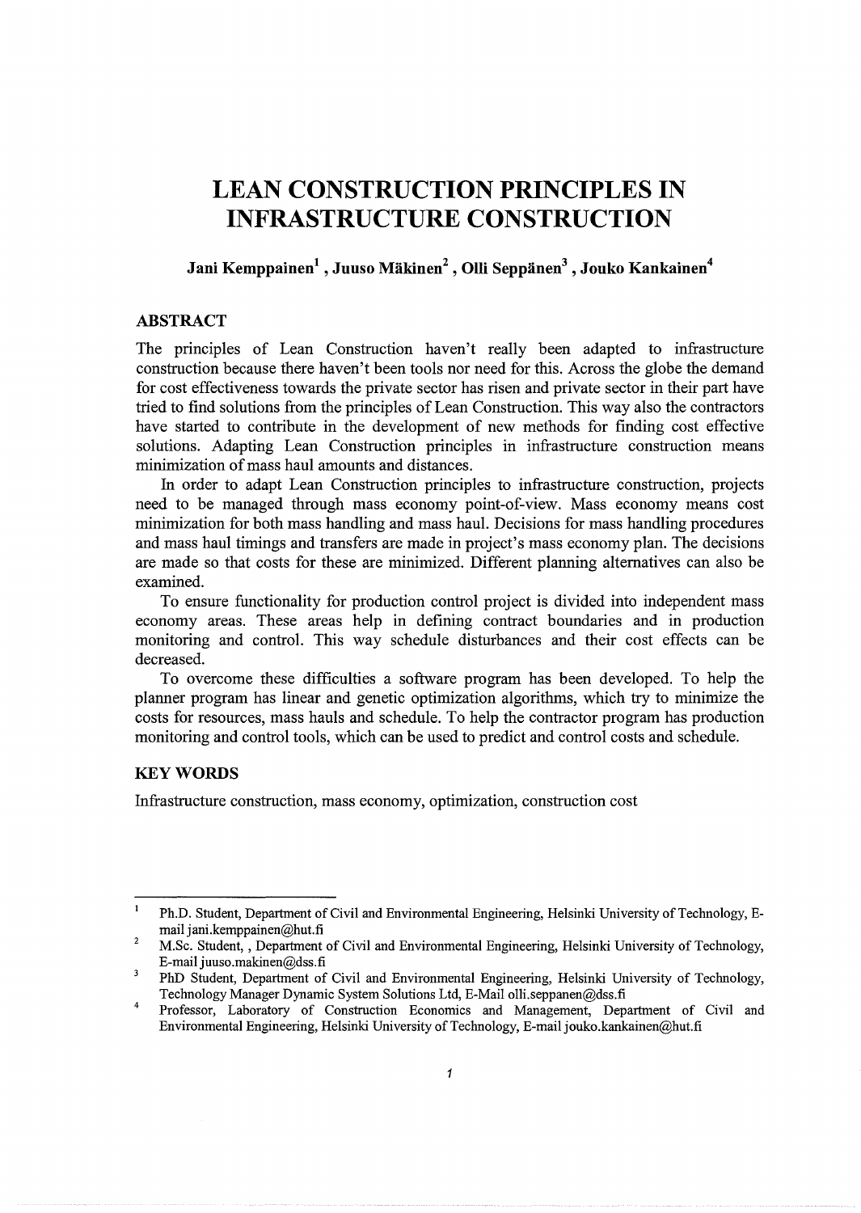# LEAN CONSTRUCTION PRINCIPLES IN INFRASTRUCTURE CONSTRUCTION

**Jani Kemppainen[1], Juuso Mäkinen[2], Olli Seppänen[3], Jouko Kankainen[4]**

## ABSTRACT

The principles of Lean Construction haven't really been adapted to infrastructure construction because there haven't been tools nor need for this. Across the globe the demand for cost effectiveness towards the private sector has risen and private sector in their part have tried to find solutions from the principles of Lean Construction. This way also the contractors have started to contribute in the development of new methods for finding cost effective solutions. Adapting Lean Construction principles in infrastructure construction means minimization of mass haul amounts and distances.

In order to adapt Lean Construction principles to infrastructure construction, projects need to be managed through mass economy point-of-view. Mass economy means cost minimization for both mass handling and mass haul. Decisions for mass handling procedures and mass haul timings and transfers are made in project's mass economy plan. The decisions are made so that costs for these are minimized. Different planning alternatives can also be examined.

To ensure functionality for production control project is divided into independent mass economy areas. These areas help in defining contract boundaries and in production monitoring and control. This way schedule disturbances and their cost effects can be decreased.

To overcome these difficulties a software program has been developed. To help the planner program has linear and genetic optimization algorithms, which try to minimize the costs for resources, mass hauls and schedule. To help the contractor program has production monitoring and control tools, which can be used to predict and control costs and schedule.

## KEY WORDS

Infrastructure construction, mass economy, optimization, construction cost

---

[1] Ph.D. Student, Department of Civil and Environmental Engineering, Helsinki University of Technology, E-mail jani.kemppainen@hut.fi

[2] M.Sc. Student, , Department of Civil and Environmental Engineering, Helsinki University of Technology, E-mail juuso.makinen@dss.fi

[3] PhD Student, Department of Civil and Environmental Engineering, Helsinki University of Technology, Technology Manager Dynamic System Solutions Ltd, E-Mail olli.seppanen@dss.fi

[4] Professor, Laboratory of Construction Economics and Management, Department of Civil and Environmental Engineering, Helsinki University of Technology, E-mail jouko.kankainen@hut.fi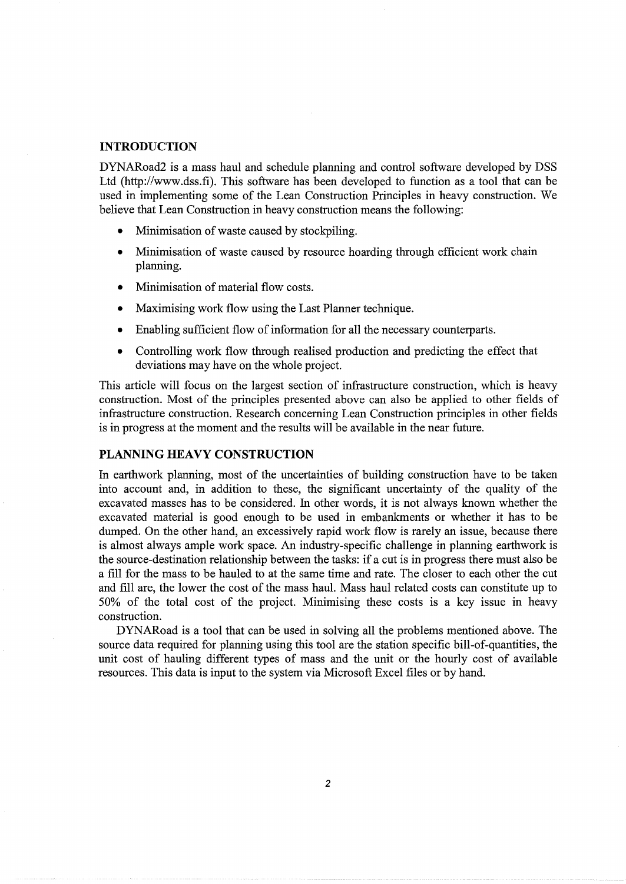## INTRODUCTION

DYNARoad2 is a mass haul and schedule planning and control software developed by DSS Ltd (http://www.dss.fi). This software has been developed to function as a tool that can be used in implementing some of the Lean Construction Principles in heavy construction. We believe that Lean Construction in heavy construction means the following:

- Minimisation of waste caused by stockpiling.
- Minimisation of waste caused by resource hoarding through efficient work chain planning.
- Minimisation of material flow costs.
- Maximising work flow using the Last Planner technique.
- Enabling sufficient flow of information for all the necessary counterparts.
- Controlling work flow through realised production and predicting the effect that deviations may have on the whole project.

This article will focus on the largest section of infrastructure construction, which is heavy construction. Most of the principles presented above can also be applied to other fields of infrastructure construction. Research concerning Lean Construction principles in other fields is in progress at the moment and the results will be available in the near future.

## PLANNING HEAVY CONSTRUCTION

In earthwork planning, most of the uncertainties of building construction have to be taken into account and, in addition to these, the significant uncertainty of the quality of the excavated masses has to be considered. In other words, it is not always known whether the excavated material is good enough to be used in embankments or whether it has to be dumped. On the other hand, an excessively rapid work flow is rarely an issue, because there is almost always ample work space. An industry-specific challenge in planning earthwork is the source-destination relationship between the tasks: if a cut is in progress there must also be a fill for the mass to be hauled to at the same time and rate. The closer to each other the cut and fill are, the lower the cost of the mass haul. Mass haul related costs can constitute up to 50% of the total cost of the project. Minimising these costs is a key issue in heavy construction.

DYNARoad is a tool that can be used in solving all the problems mentioned above. The source data required for planning using this tool are the station specific bill-of-quantities, the unit cost of hauling different types of mass and the unit or the hourly cost of available resources. This data is input to the system via Microsoft Excel files or by hand.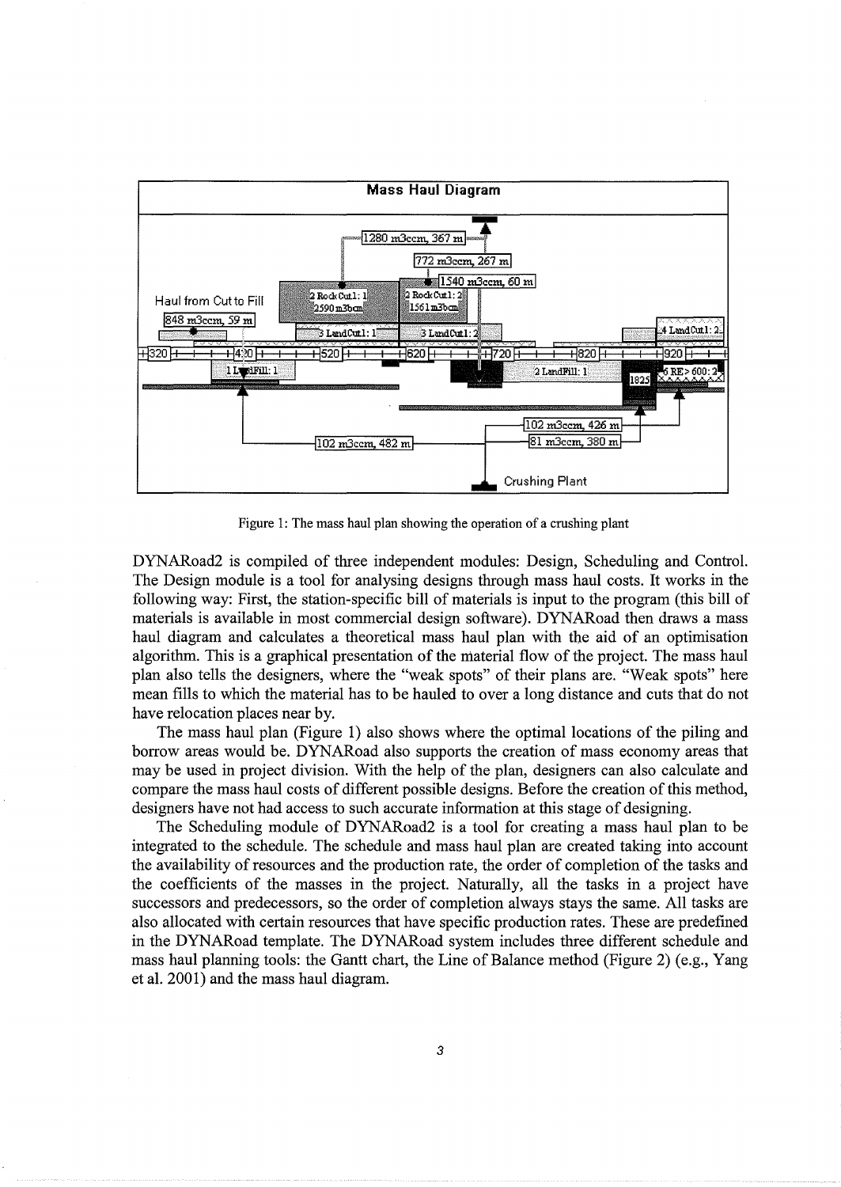Figure 1: The mass haul plan showing the operation of a crushing plant

DYNARoad2 is compiled of three independent modules: Design, Scheduling and Control. The Design module is a tool for analysing designs through mass haul costs. It works in the following way: First, the station-specific bill of materials is input to the program (this bill of materials is available in most commercial design software). DYNARoad then draws a mass haul diagram and calculates a theoretical mass haul plan with the aid of an optimisation algorithm. This is a graphical presentation of the material flow of the project. The mass haul plan also tells the designers, where the "weak spots" of their plans are. "Weak spots" here mean fills to which the material has to be hauled to over a long distance and cuts that do not have relocation places near by.

The mass haul plan (Figure 1) also shows where the optimal locations of the piling and borrow areas would be. DYNARoad also supports the creation of mass economy areas that may be used in project division. With the help of the plan, designers can also calculate and compare the mass haul costs of different possible designs. Before the creation of this method, designers have not had access to such accurate information at this stage of designing.

The Scheduling module of DYNARoad2 is a tool for creating a mass haul plan to be integrated to the schedule. The schedule and mass haul plan are created taking into account the availability of resources and the production rate, the order of completion of the tasks and the coefficients of the masses in the project. Naturally, all the tasks in a project have successors and predecessors, so the order of completion always stays the same. All tasks are also allocated with certain resources that have specific production rates. These are predefined in the DYNARoad template. The DYNARoad system includes three different schedule and mass haul planning tools: the Gantt chart, the Line of Balance method (Figure 2) (e.g., Yang et al. 2001) and the mass haul diagram.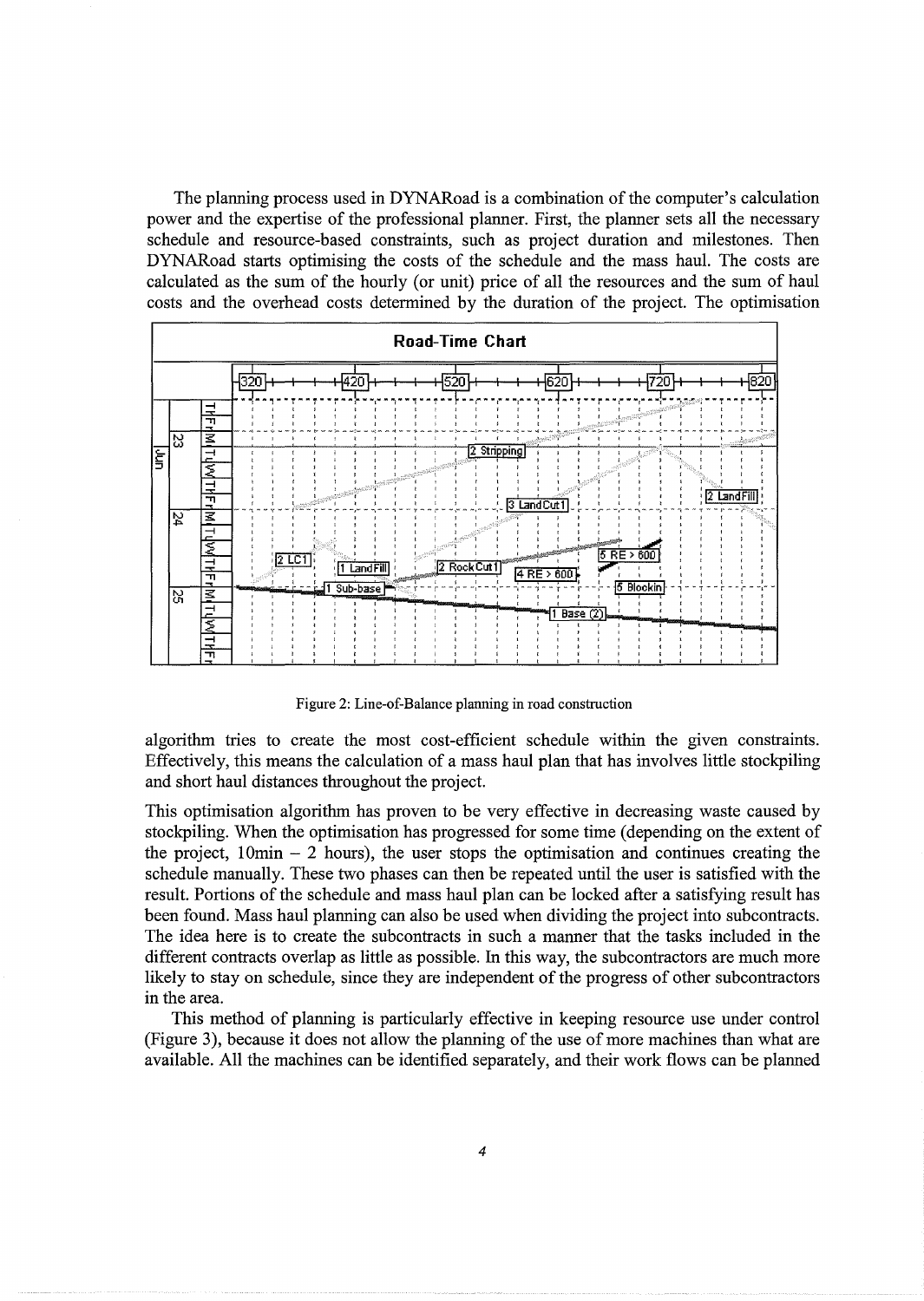The planning process used in DYNARoad is a combination of the computer's calculation power and the expertise of the professional planner. First, the planner sets all the necessary schedule and resource-based constraints, such as project duration and milestones. Then DYNARoad starts optimising the costs of the schedule and the mass haul. The costs are calculated as the sum of the hourly (or unit) price of all the resources and the sum of haul costs and the overhead costs determined by the duration of the project. The optimisation algorithm tries to create the most cost-efficient schedule within the given constraints. Effectively, this means the calculation of a mass haul plan that has involves little stockpiling and short haul distances throughout the project.

Figure 2: Line-of-Balance planning in road construction

This optimisation algorithm has proven to be very effective in decreasing waste caused by stockpiling. When the optimisation has progressed for some time (depending on the extent of the project, 10min – 2 hours), the user stops the optimisation and continues creating the schedule manually. These two phases can then be repeated until the user is satisfied with the result. Portions of the schedule and mass haul plan can be locked after a satisfying result has been found. Mass haul planning can also be used when dividing the project into subcontracts. The idea here is to create the subcontracts in such a manner that the tasks included in the different contracts overlap as little as possible. In this way, the subcontractors are much more likely to stay on schedule, since they are independent of the progress of other subcontractors in the area.

This method of planning is particularly effective in keeping resource use under control (Figure 3), because it does not allow the planning of the use of more machines than what are available. All the machines can be identified separately, and their work flows can be planned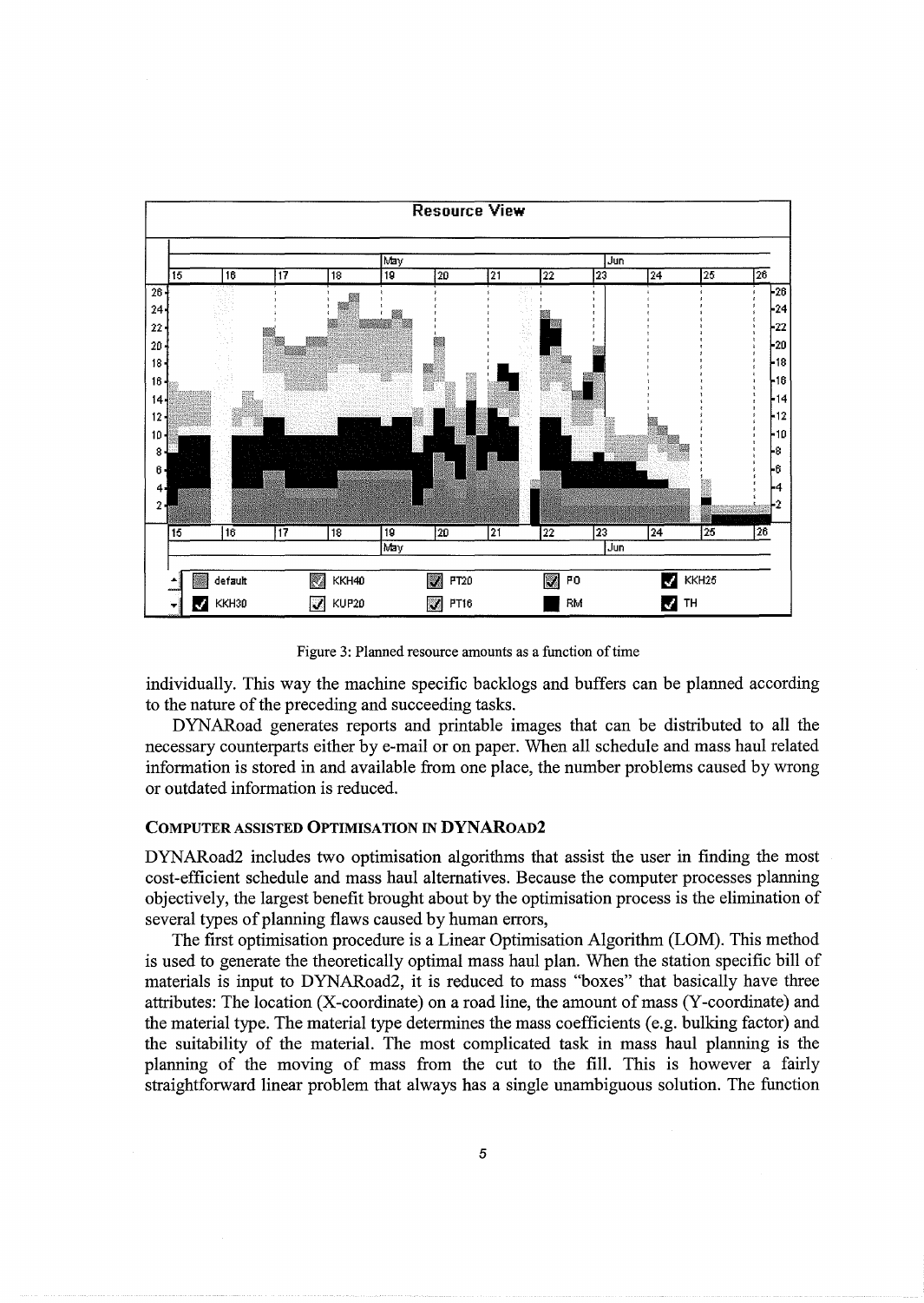Figure 3: Planned resource amounts as a function of time

individually. This way the machine specific backlogs and buffers can be planned according to the nature of the preceding and succeeding tasks.

DYNARoad generates reports and printable images that can be distributed to all the necessary counterparts either by e-mail or on paper. When all schedule and mass haul related information is stored in and available from one place, the number problems caused by wrong or outdated information is reduced.

## COMPUTER ASSISTED OPTIMISATION IN DYNAROAD2

DYNARoad2 includes two optimisation algorithms that assist the user in finding the most cost-efficient schedule and mass haul alternatives. Because the computer processes planning objectively, the largest benefit brought about by the optimisation process is the elimination of several types of planning flaws caused by human errors,

The first optimisation procedure is a Linear Optimisation Algorithm (LOM). This method is used to generate the theoretically optimal mass haul plan. When the station specific bill of materials is input to DYNARoad2, it is reduced to mass "boxes" that basically have three attributes: The location (X-coordinate) on a road line, the amount of mass (Y-coordinate) and the material type. The material type determines the mass coefficients (e.g. bulking factor) and the suitability of the material. The most complicated task in mass haul planning is the planning of the moving of mass from the cut to the fill. This is however a fairly straightforward linear problem that always has a single unambiguous solution. The function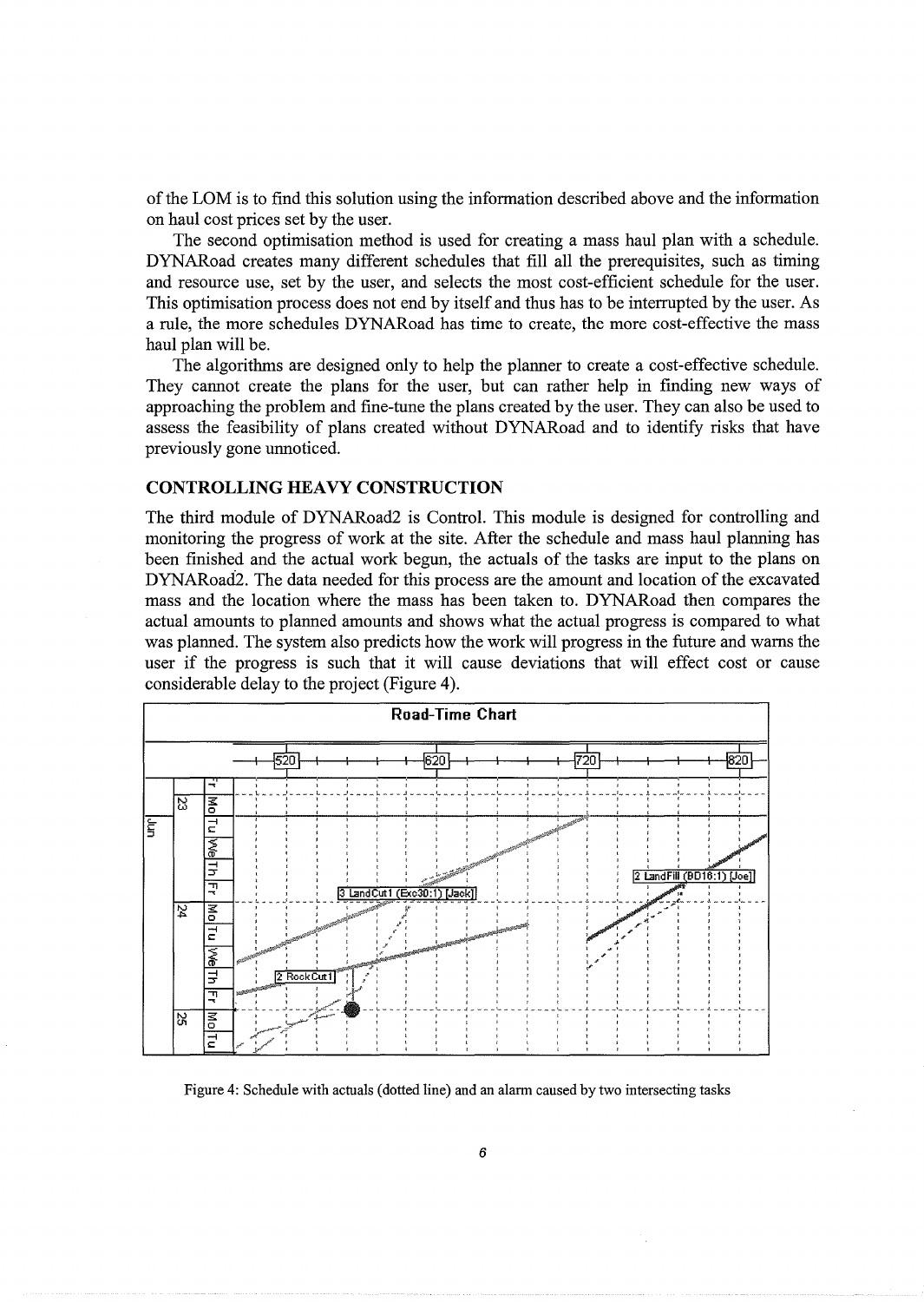of the LOM is to find this solution using the information described above and the information on haul cost prices set by the user.

The second optimisation method is used for creating a mass haul plan with a schedule. DYNARoad creates many different schedules that fill all the prerequisites, such as timing and resource use, set by the user, and selects the most cost-efficient schedule for the user. This optimisation process does not end by itself and thus has to be interrupted by the user. As a rule, the more schedules DYNARoad has time to create, the more cost-effective the mass haul plan will be.

The algorithms are designed only to help the planner to create a cost-effective schedule. They cannot create the plans for the user, but can rather help in finding new ways of approaching the problem and fine-tune the plans created by the user. They can also be used to assess the feasibility of plans created without DYNARoad and to identify risks that have previously gone unnoticed.

## CONTROLLING HEAVY CONSTRUCTION

The third module of DYNARoad2 is Control. This module is designed for controlling and monitoring the progress of work at the site. After the schedule and mass haul planning has been finished and the actual work begun, the actuals of the tasks are input to the plans on DYNARoad2. The data needed for this process are the amount and location of the excavated mass and the location where the mass has been taken to. DYNARoad then compares the actual amounts to planned amounts and shows what the actual progress is compared to what was planned. The system also predicts how the work will progress in the future and warns the user if the progress is such that it will cause deviations that will effect cost or cause considerable delay to the project (Figure 4).

Figure 4: Schedule with actuals (dotted line) and an alarm caused by two intersecting tasks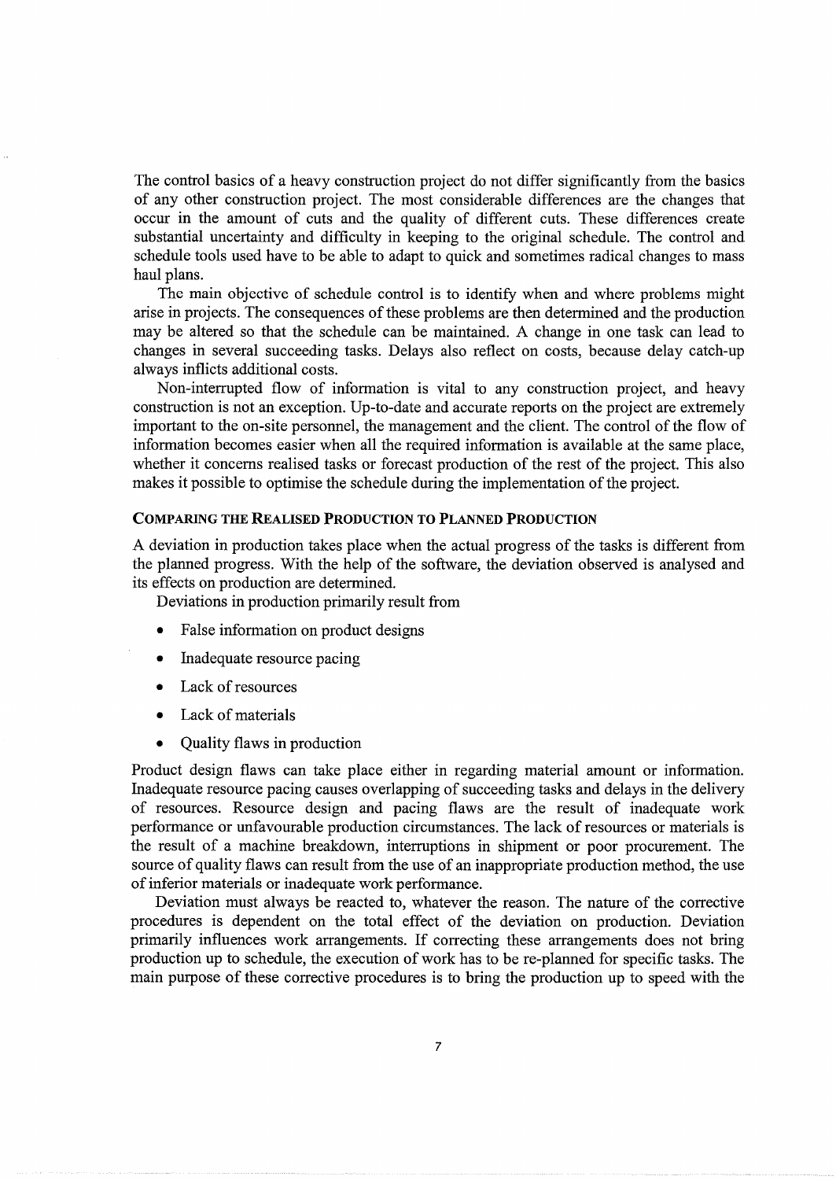The control basics of a heavy construction project do not differ significantly from the basics of any other construction project. The most considerable differences are the changes that occur in the amount of cuts and the quality of different cuts. These differences create substantial uncertainty and difficulty in keeping to the original schedule. The control and schedule tools used have to be able to adapt to quick and sometimes radical changes to mass haul plans.

The main objective of schedule control is to identify when and where problems might arise in projects. The consequences of these problems are then determined and the production may be altered so that the schedule can be maintained. A change in one task can lead to changes in several succeeding tasks. Delays also reflect on costs, because delay catch-up always inflicts additional costs.

Non-interrupted flow of information is vital to any construction project, and heavy construction is not an exception. Up-to-date and accurate reports on the project are extremely important to the on-site personnel, the management and the client. The control of the flow of information becomes easier when all the required information is available at the same place, whether it concerns realised tasks or forecast production of the rest of the project. This also makes it possible to optimise the schedule during the implementation of the project.

### COMPARING THE REALISED PRODUCTION TO PLANNED PRODUCTION

A deviation in production takes place when the actual progress of the tasks is different from the planned progress. With the help of the software, the deviation observed is analysed and its effects on production are determined.

Deviations in production primarily result from

- False information on product designs
- Inadequate resource pacing
- Lack of resources
- Lack of materials
- Quality flaws in production

Product design flaws can take place either in regarding material amount or information. Inadequate resource pacing causes overlapping of succeeding tasks and delays in the delivery of resources. Resource design and pacing flaws are the result of inadequate work performance or unfavourable production circumstances. The lack of resources or materials is the result of a machine breakdown, interruptions in shipment or poor procurement. The source of quality flaws can result from the use of an inappropriate production method, the use of inferior materials or inadequate work performance.

Deviation must always be reacted to, whatever the reason. The nature of the corrective procedures is dependent on the total effect of the deviation on production. Deviation primarily influences work arrangements. If correcting these arrangements does not bring production up to schedule, the execution of work has to be re-planned for specific tasks. The main purpose of these corrective procedures is to bring the production up to speed with the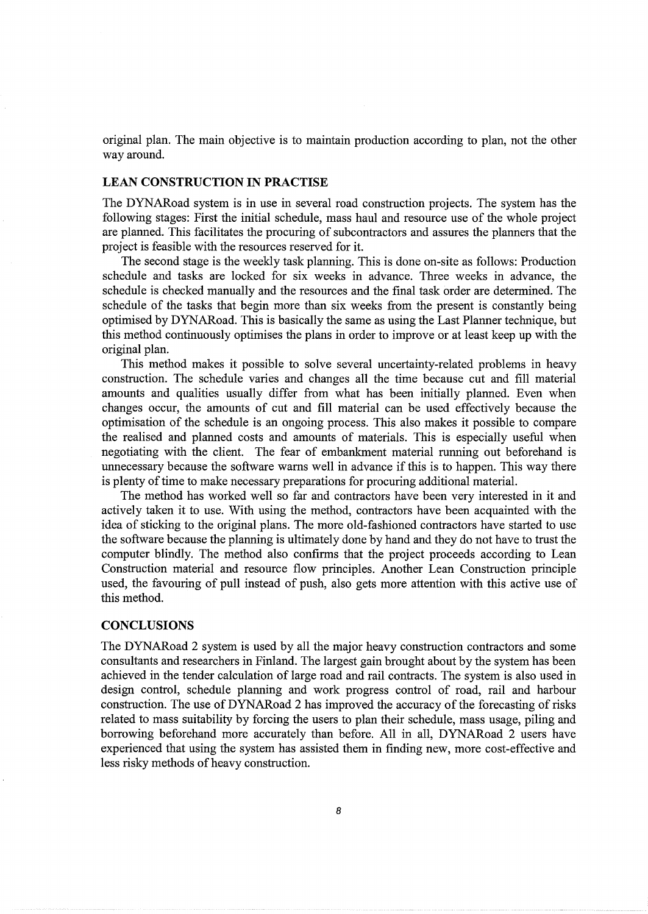original plan. The main objective is to maintain production according to plan, not the other way around.

## LEAN CONSTRUCTION IN PRACTISE

The DYNARoad system is in use in several road construction projects. The system has the following stages: First the initial schedule, mass haul and resource use of the whole project are planned. This facilitates the procuring of subcontractors and assures the planners that the project is feasible with the resources reserved for it.

The second stage is the weekly task planning. This is done on-site as follows: Production schedule and tasks are locked for six weeks in advance. Three weeks in advance, the schedule is checked manually and the resources and the final task order are determined. The schedule of the tasks that begin more than six weeks from the present is constantly being optimised by DYNARoad. This is basically the same as using the Last Planner technique, but this method continuously optimises the plans in order to improve or at least keep up with the original plan.

This method makes it possible to solve several uncertainty-related problems in heavy construction. The schedule varies and changes all the time because cut and fill material amounts and qualities usually differ from what has been initially planned. Even when changes occur, the amounts of cut and fill material can be used effectively because the optimisation of the schedule is an ongoing process. This also makes it possible to compare the realised and planned costs and amounts of materials. This is especially useful when negotiating with the client. The fear of embankment material running out beforehand is unnecessary because the software warns well in advance if this is to happen. This way there is plenty of time to make necessary preparations for procuring additional material.

The method has worked well so far and contractors have been very interested in it and actively taken it to use. With using the method, contractors have been acquainted with the idea of sticking to the original plans. The more old-fashioned contractors have started to use the software because the planning is ultimately done by hand and they do not have to trust the computer blindly. The method also confirms that the project proceeds according to Lean Construction material and resource flow principles. Another Lean Construction principle used, the favouring of pull instead of push, also gets more attention with this active use of this method.

## CONCLUSIONS

The DYNARoad 2 system is used by all the major heavy construction contractors and some consultants and researchers in Finland. The largest gain brought about by the system has been achieved in the tender calculation of large road and rail contracts. The system is also used in design control, schedule planning and work progress control of road, rail and harbour construction. The use of DYNARoad 2 has improved the accuracy of the forecasting of risks related to mass suitability by forcing the users to plan their schedule, mass usage, piling and borrowing beforehand more accurately than before. All in all, DYNARoad 2 users have experienced that using the system has assisted them in finding new, more cost-effective and less risky methods of heavy construction.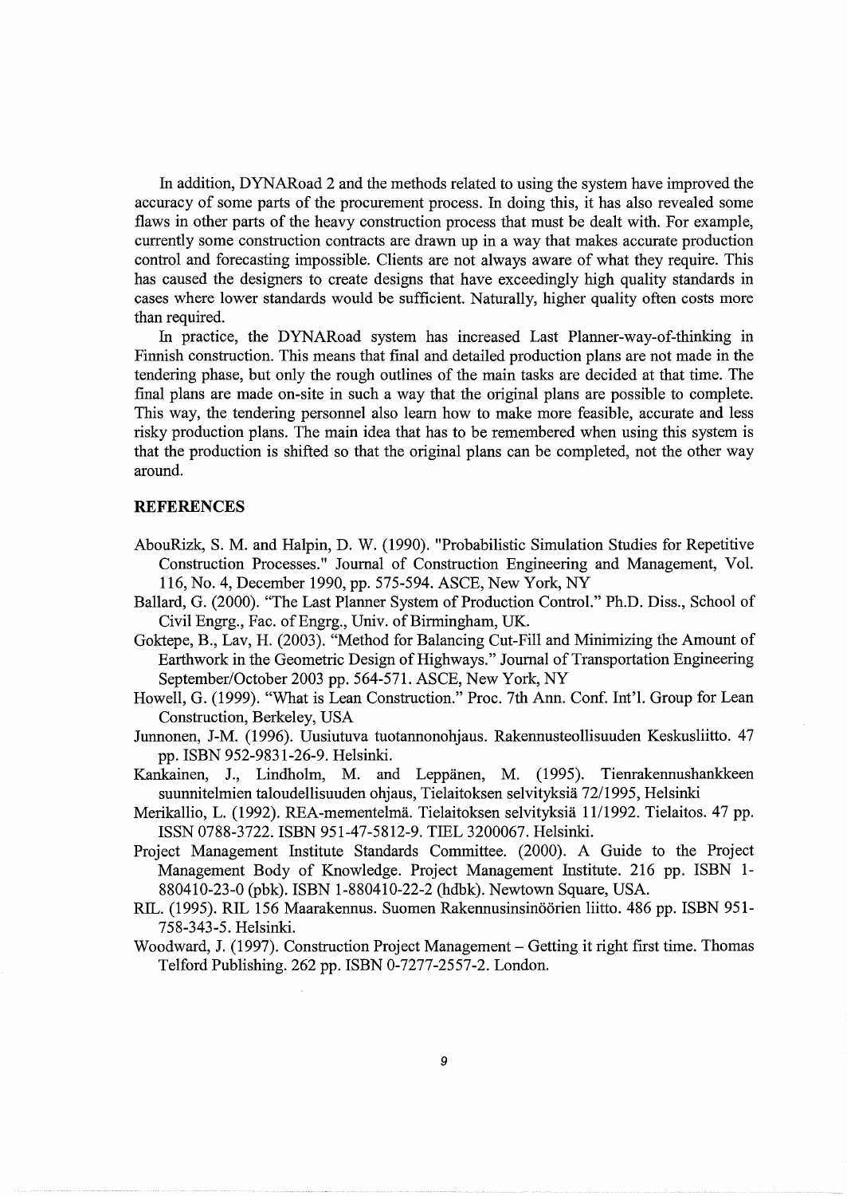In addition, DYNARoad 2 and the methods related to using the system have improved the accuracy of some parts of the procurement process. In doing this, it has also revealed some flaws in other parts of the heavy construction process that must be dealt with. For example, currently some construction contracts are drawn up in a way that makes accurate production control and forecasting impossible. Clients are not always aware of what they require. This has caused the designers to create designs that have exceedingly high quality standards in cases where lower standards would be sufficient. Naturally, higher quality often costs more than required.

In practice, the DYNARoad system has increased Last Planner-way-of-thinking in Finnish construction. This means that final and detailed production plans are not made in the tendering phase, but only the rough outlines of the main tasks are decided at that time. The final plans are made on-site in such a way that the original plans are possible to complete. This way, the tendering personnel also learn how to make more feasible, accurate and less risky production plans. The main idea that has to be remembered when using this system is that the production is shifted so that the original plans can be completed, not the other way around.

## REFERENCES

AbouRizk, S. M. and Halpin, D. W. (1990). "Probabilistic Simulation Studies for Repetitive Construction Processes." Journal of Construction Engineering and Management, Vol. 116, No. 4, December 1990, pp. 575-594. ASCE, New York, NY

Ballard, G. (2000). "The Last Planner System of Production Control." Ph.D. Diss., School of Civil Engrg., Fac. of Engrg., Univ. of Birmingham, UK.

Goktepe, B., Lav, H. (2003). "Method for Balancing Cut-Fill and Minimizing the Amount of Earthwork in the Geometric Design of Highways." Journal of Transportation Engineering September/October 2003 pp. 564-571. ASCE, New York, NY

Howell, G. (1999). "What is Lean Construction." Proc. 7th Ann. Conf. Int'l. Group for Lean Construction, Berkeley, USA

Junnonen, J-M. (1996). Uusiutuva tuotannonohjaus. Rakennusteollisuuden Keskusliitto. 47 pp. ISBN 952-9831-26-9. Helsinki.

Kankainen, J., Lindholm, M. and Leppänen, M. (1995). Tienrakennushankkeen suunnitelmien taloudellisuuden ohjaus, Tielaitoksen selvityksiä 72/1995, Helsinki

Merikallio, L. (1992). REA-mementelmä. Tielaitoksen selvityksiä 11/1992. Tielaitos. 47 pp. ISSN 0788-3722. ISBN 951-47-5812-9. TIEL 3200067. Helsinki.

Project Management Institute Standards Committee. (2000). A Guide to the Project Management Body of Knowledge. Project Management Institute. 216 pp. ISBN 1-880410-23-0 (pbk). ISBN 1-880410-22-2 (hdbk). Newtown Square, USA.

RIL. (1995). RIL 156 Maarakennus. Suomen Rakennusinsinöörien liitto. 486 pp. ISBN 951-758-343-5. Helsinki.

Woodward, J. (1997). Construction Project Management – Getting it right first time. Thomas Telford Publishing. 262 pp. ISBN 0-7277-2557-2. London.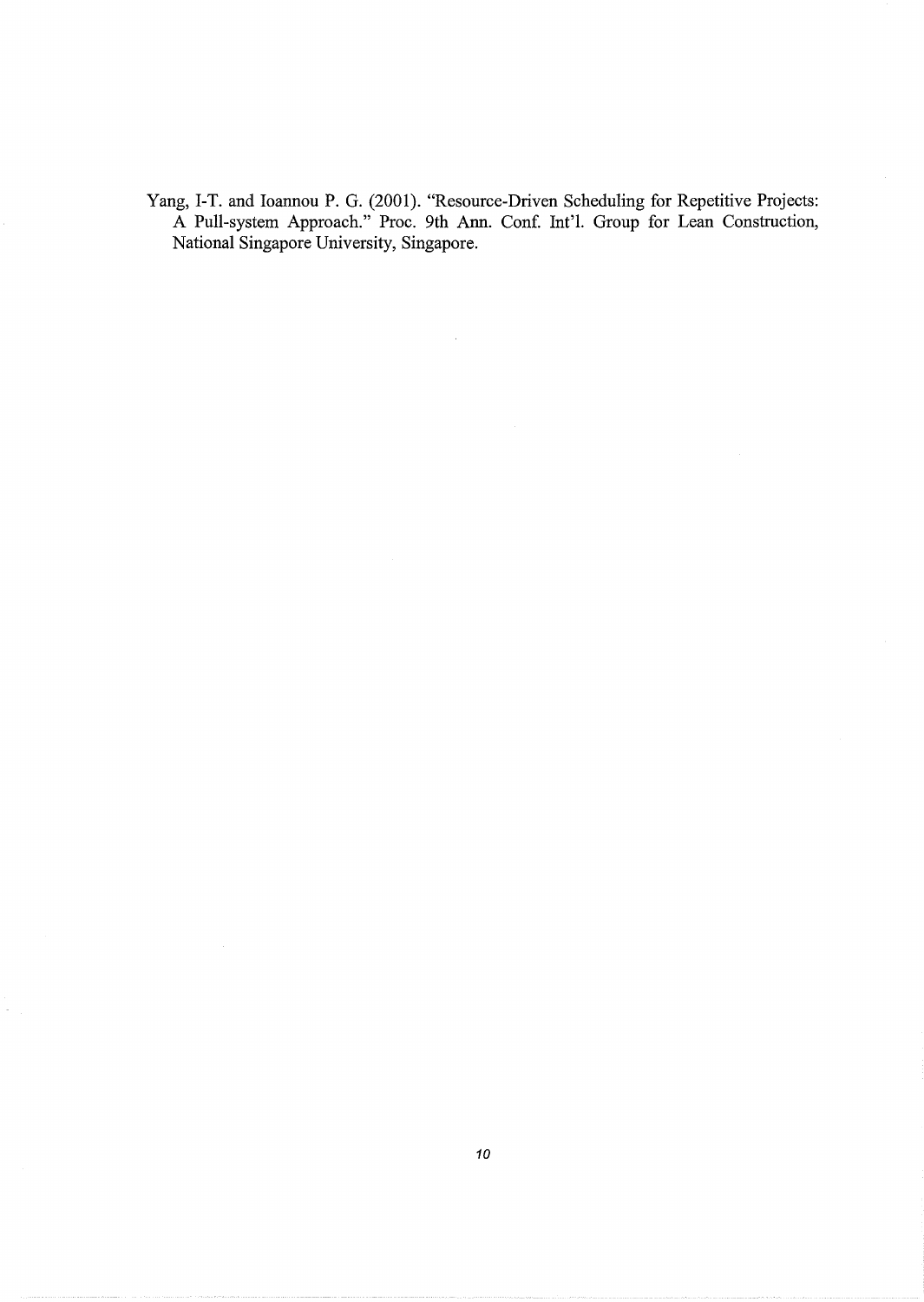Yang, I-T. and Ioannou P. G. (2001). "Resource-Driven Scheduling for Repetitive Projects: A Pull-system Approach." Proc. 9th Ann. Conf. Int'l. Group for Lean Construction, National Singapore University, Singapore.